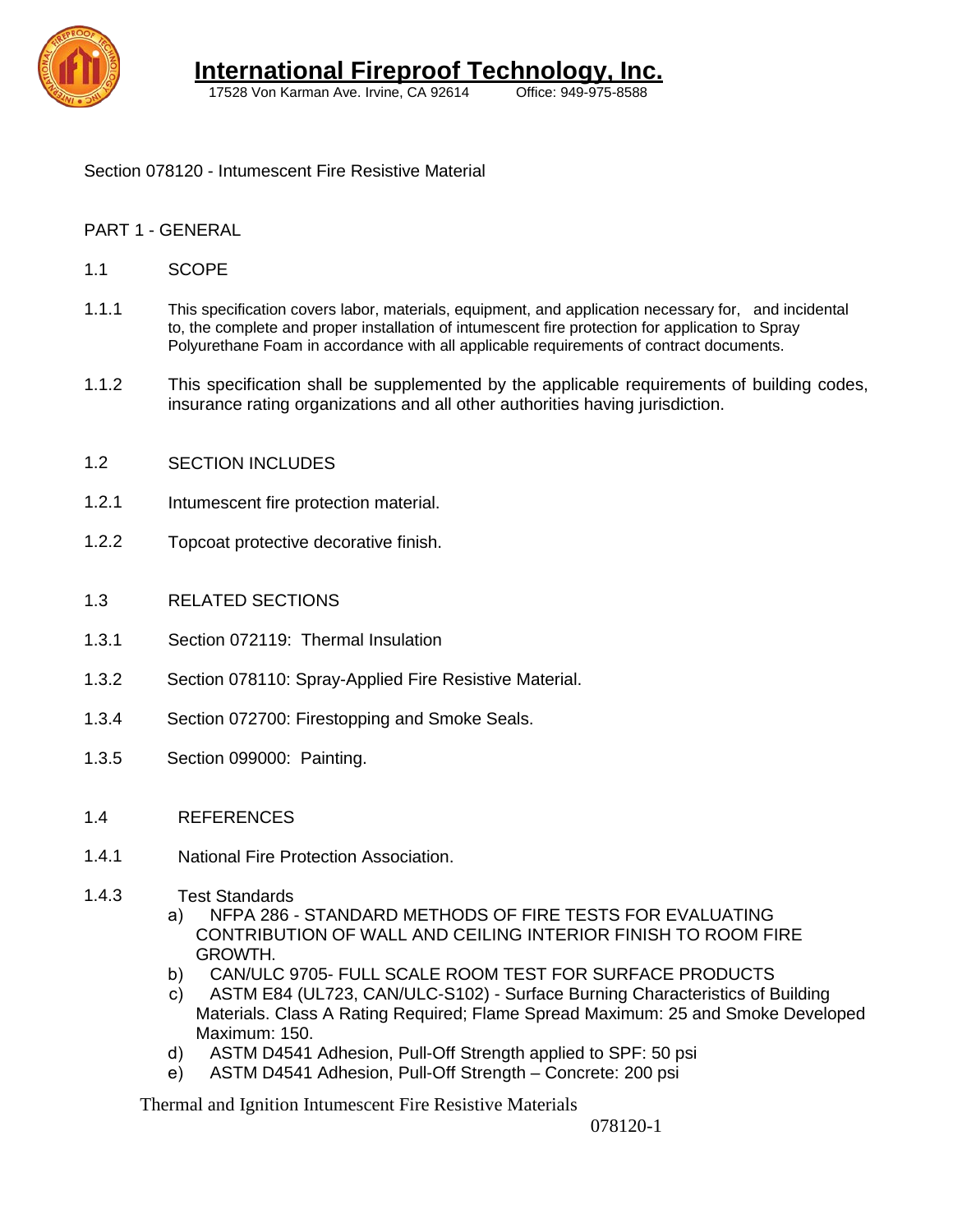# International Fireproof Technology, Inc.

17528 Von Karman Ave. Irvine, CA 92614    Office: 949-975-8588

Section 078120 - Intumescent Fire Resistive Material

## PART 1 - GENERAL

### 1.1 SCOPE

1.1.1 This specification covers labor, materials, equipment, and application necessary for, and incidental to, the complete and proper installation of intumescent fire protection for application to Spray Polyurethane Foam in accordance with all applicable requirements of contract documents.

1.1.2 This specification shall be supplemented by the applicable requirements of building codes, insurance rating organizations and all other authorities having jurisdiction.

### 1.2 SECTION INCLUDES

1.2.1 Intumescent fire protection material.

1.2.2 Topcoat protective decorative finish.

### 1.3 RELATED SECTIONS

1.3.1 Section 072119: Thermal Insulation

1.3.2 Section 078110: Spray-Applied Fire Resistive Material.

1.3.4 Section 072700: Firestopping and Smoke Seals.

1.3.5 Section 099000: Painting.

### 1.4 REFERENCES

1.4.1 National Fire Protection Association.

1.4.3 Test Standards

a) NFPA 286 - STANDARD METHODS OF FIRE TESTS FOR EVALUATING CONTRIBUTION OF WALL AND CEILING INTERIOR FINISH TO ROOM FIRE GROWTH.

b) CAN/ULC 9705- FULL SCALE ROOM TEST FOR SURFACE PRODUCTS

c) ASTM E84 (UL723, CAN/ULC-S102) - Surface Burning Characteristics of Building Materials. Class A Rating Required; Flame Spread Maximum: 25 and Smoke Developed Maximum: 150.

d) ASTM D4541 Adhesion, Pull-Off Strength applied to SPF: 50 psi

e) ASTM D4541 Adhesion, Pull-Off Strength – Concrete: 200 psi

Thermal and Ignition Intumescent Fire Resistive Materials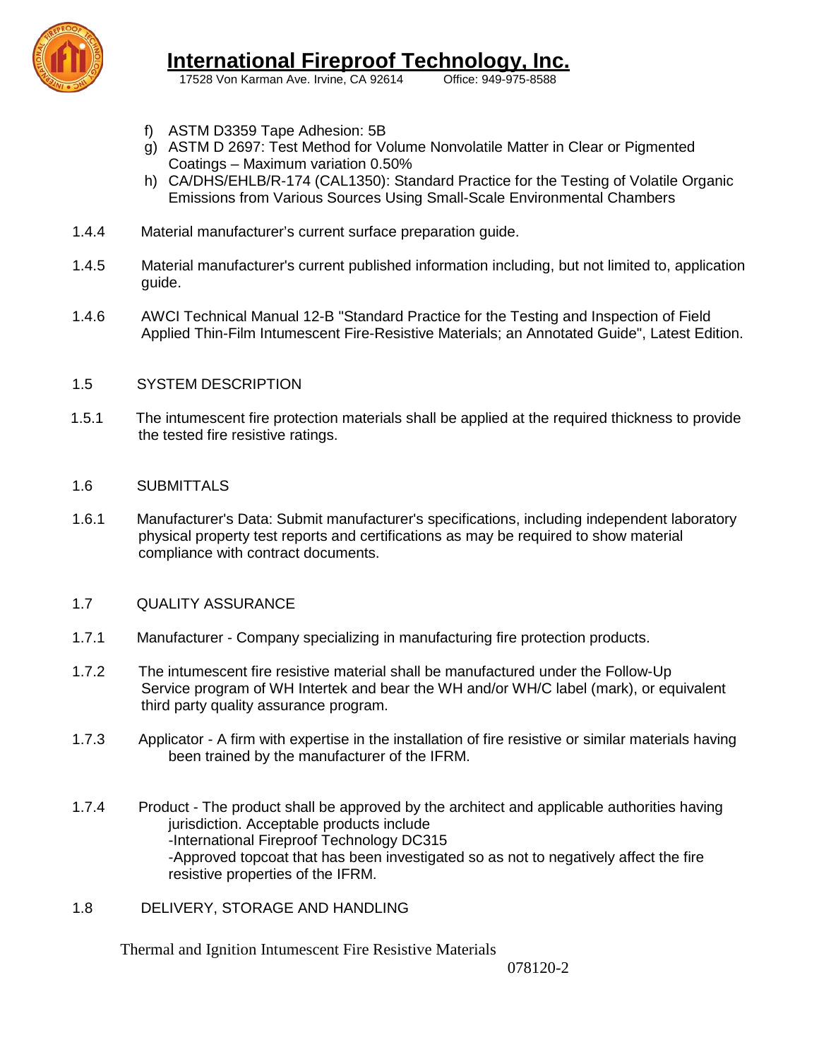f) ASTM D3359 Tape Adhesion: 5B
g) ASTM D 2697: Test Method for Volume Nonvolatile Matter in Clear or Pigmented Coatings – Maximum variation 0.50%
h) CA/DHS/EHLB/R-174 (CAL1350): Standard Practice for the Testing of Volatile Organic Emissions from Various Sources Using Small-Scale Environmental Chambers

1.4.4 Material manufacturer's current surface preparation guide.

1.4.5 Material manufacturer's current published information including, but not limited to, application guide.

1.4.6 AWCI Technical Manual 12-B "Standard Practice for the Testing and Inspection of Field Applied Thin-Film Intumescent Fire-Resistive Materials; an Annotated Guide", Latest Edition.

## 1.5 SYSTEM DESCRIPTION

1.5.1 The intumescent fire protection materials shall be applied at the required thickness to provide the tested fire resistive ratings.

## 1.6 SUBMITTALS

1.6.1 Manufacturer's Data: Submit manufacturer's specifications, including independent laboratory physical property test reports and certifications as may be required to show material compliance with contract documents.

## 1.7 QUALITY ASSURANCE

1.7.1 Manufacturer - Company specializing in manufacturing fire protection products.

1.7.2 The intumescent fire resistive material shall be manufactured under the Follow-Up Service program of WH Intertek and bear the WH and/or WH/C label (mark), or equivalent third party quality assurance program.

1.7.3 Applicator - A firm with expertise in the installation of fire resistive or similar materials having been trained by the manufacturer of the IFRM.

1.7.4 Product - The product shall be approved by the architect and applicable authorities having jurisdiction. Acceptable products include
-International Fireproof Technology DC315
-Approved topcoat that has been investigated so as not to negatively affect the fire resistive properties of the IFRM.

## 1.8 DELIVERY, STORAGE AND HANDLING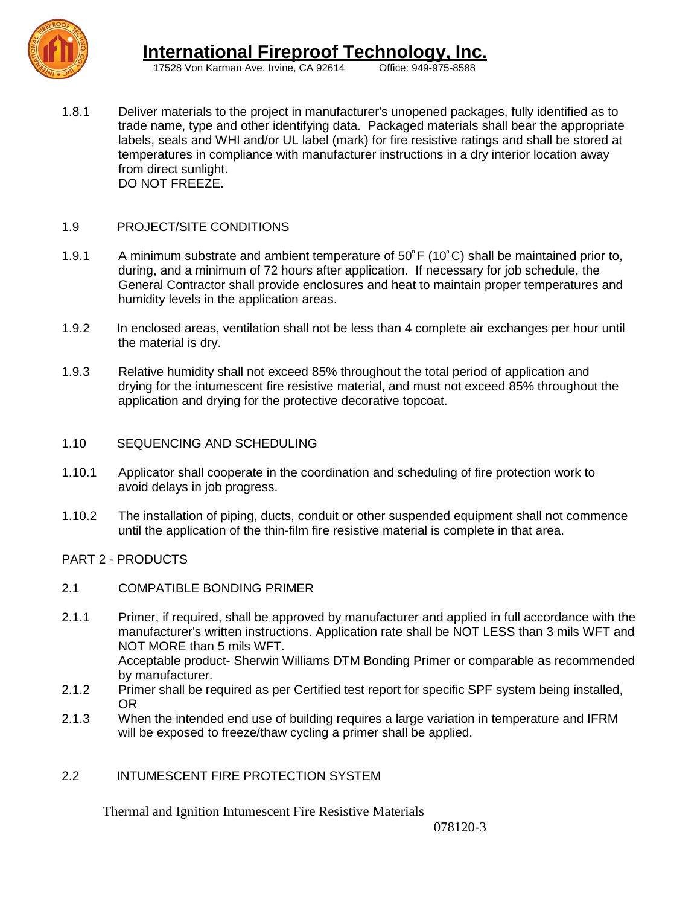1.8.1 Deliver materials to the project in manufacturer's unopened packages, fully identified as to trade name, type and other identifying data. Packaged materials shall bear the appropriate labels, seals and WHI and/or UL label (mark) for fire resistive ratings and shall be stored at temperatures in compliance with manufacturer instructions in a dry interior location away from direct sunlight.
DO NOT FREEZE.

1.9 PROJECT/SITE CONDITIONS

1.9.1 A minimum substrate and ambient temperature of 50°F (10°C) shall be maintained prior to, during, and a minimum of 72 hours after application. If necessary for job schedule, the General Contractor shall provide enclosures and heat to maintain proper temperatures and humidity levels in the application areas.

1.9.2 In enclosed areas, ventilation shall not be less than 4 complete air exchanges per hour until the material is dry.

1.9.3 Relative humidity shall not exceed 85% throughout the total period of application and drying for the intumescent fire resistive material, and must not exceed 85% throughout the application and drying for the protective decorative topcoat.

1.10 SEQUENCING AND SCHEDULING

1.10.1 Applicator shall cooperate in the coordination and scheduling of fire protection work to avoid delays in job progress.

1.10.2 The installation of piping, ducts, conduit or other suspended equipment shall not commence until the application of the thin-film fire resistive material is complete in that area.

PART 2 - PRODUCTS

2.1 COMPATIBLE BONDING PRIMER

2.1.1 Primer, if required, shall be approved by manufacturer and applied in full accordance with the manufacturer's written instructions. Application rate shall be NOT LESS than 3 mils WFT and NOT MORE than 5 mils WFT.
Acceptable product- Sherwin Williams DTM Bonding Primer or comparable as recommended by manufacturer.

2.1.2 Primer shall be required as per Certified test report for specific SPF system being installed, OR

2.1.3 When the intended end use of building requires a large variation in temperature and IFRM will be exposed to freeze/thaw cycling a primer shall be applied.

2.2 INTUMESCENT FIRE PROTECTION SYSTEM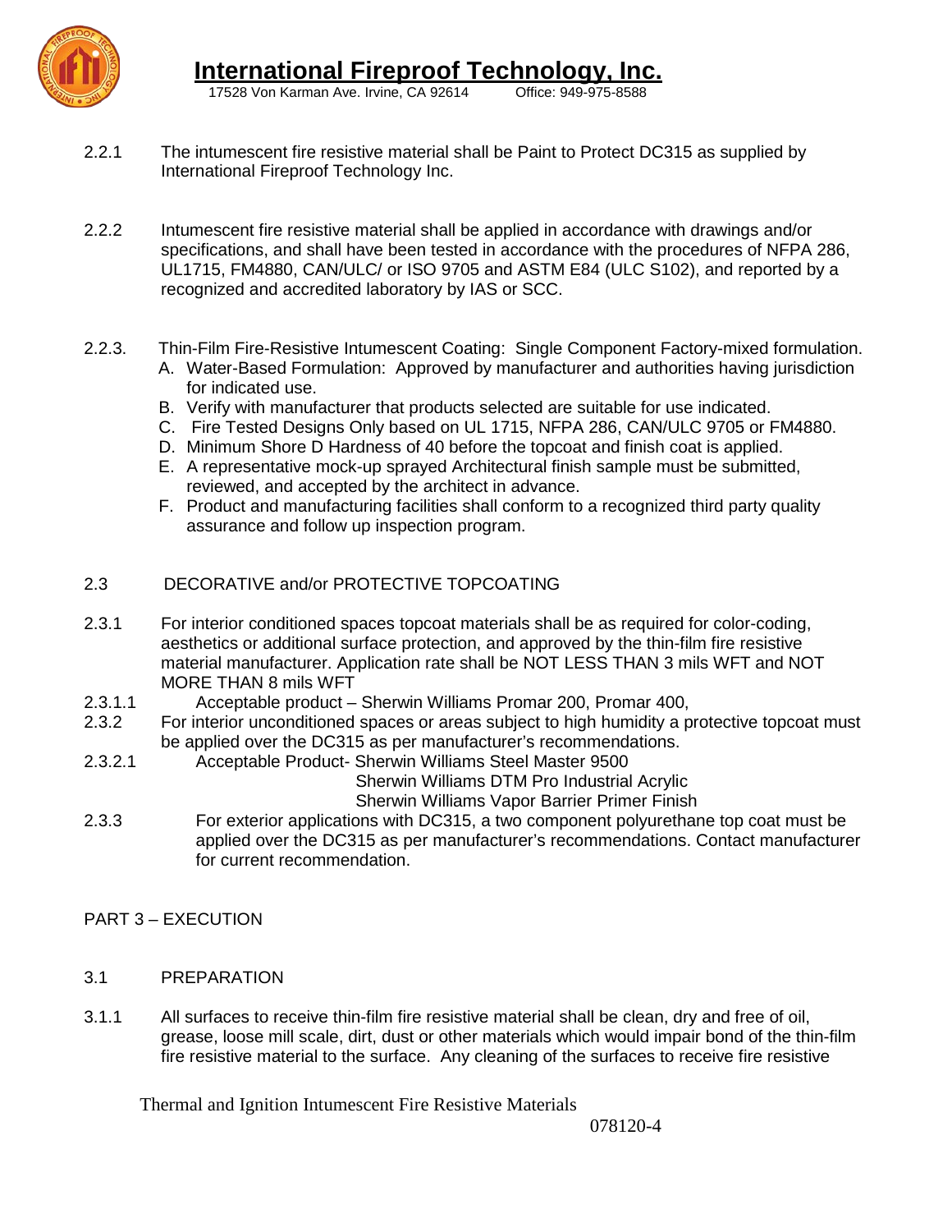2.2.1 The intumescent fire resistive material shall be Paint to Protect DC315 as supplied by International Fireproof Technology Inc.

2.2.2 Intumescent fire resistive material shall be applied in accordance with drawings and/or specifications, and shall have been tested in accordance with the procedures of NFPA 286, UL1715, FM4880, CAN/ULC/ or ISO 9705 and ASTM E84 (ULC S102), and reported by a recognized and accredited laboratory by IAS or SCC.

2.2.3. Thin-Film Fire-Resistive Intumescent Coating: Single Component Factory-mixed formulation.

A. Water-Based Formulation: Approved by manufacturer and authorities having jurisdiction for indicated use.
B. Verify with manufacturer that products selected are suitable for use indicated.
C. Fire Tested Designs Only based on UL 1715, NFPA 286, CAN/ULC 9705 or FM4880.
D. Minimum Shore D Hardness of 40 before the topcoat and finish coat is applied.
E. A representative mock-up sprayed Architectural finish sample must be submitted, reviewed, and accepted by the architect in advance.
F. Product and manufacturing facilities shall conform to a recognized third party quality assurance and follow up inspection program.

## 2.3 DECORATIVE and/or PROTECTIVE TOPCOATING

2.3.1 For interior conditioned spaces topcoat materials shall be as required for color-coding, aesthetics or additional surface protection, and approved by the thin-film fire resistive material manufacturer. Application rate shall be NOT LESS THAN 3 mils WFT and NOT MORE THAN 8 mils WFT

2.3.1.1 Acceptable product – Sherwin Williams Promar 200, Promar 400,

2.3.2 For interior unconditioned spaces or areas subject to high humidity a protective topcoat must be applied over the DC315 as per manufacturer's recommendations.

2.3.2.1 Acceptable Product- Sherwin Williams Steel Master 9500
Sherwin Williams DTM Pro Industrial Acrylic
Sherwin Williams Vapor Barrier Primer Finish

2.3.3 For exterior applications with DC315, a two component polyurethane top coat must be applied over the DC315 as per manufacturer's recommendations. Contact manufacturer for current recommendation.

# PART 3 – EXECUTION

## 3.1 PREPARATION

3.1.1 All surfaces to receive thin-film fire resistive material shall be clean, dry and free of oil, grease, loose mill scale, dirt, dust or other materials which would impair bond of the thin-film fire resistive material to the surface. Any cleaning of the surfaces to receive fire resistive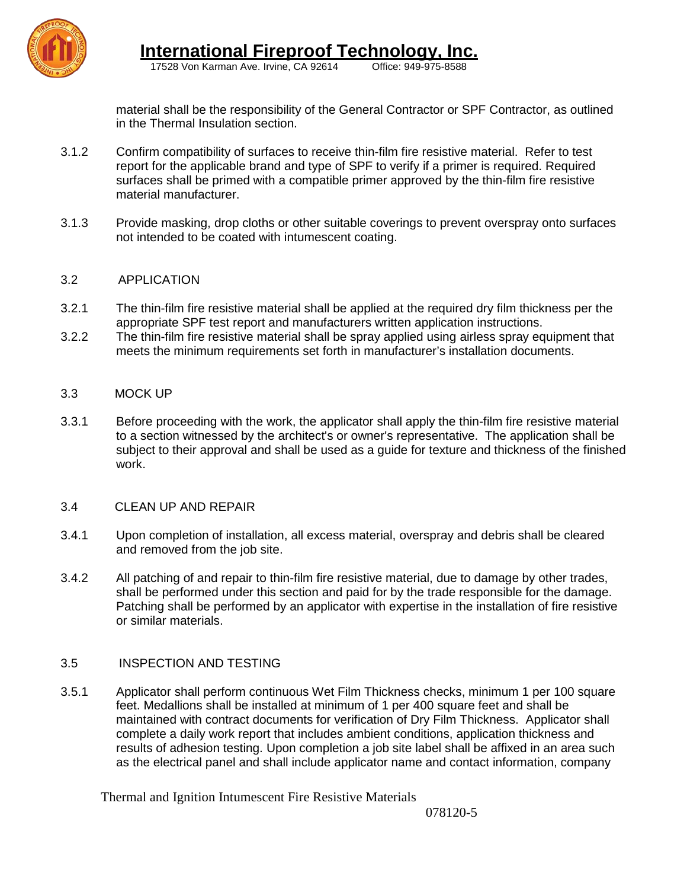material shall be the responsibility of the General Contractor or SPF Contractor, as outlined in the Thermal Insulation section.

3.1.2 Confirm compatibility of surfaces to receive thin-film fire resistive material. Refer to test report for the applicable brand and type of SPF to verify if a primer is required. Required surfaces shall be primed with a compatible primer approved by the thin-film fire resistive material manufacturer.

3.1.3 Provide masking, drop cloths or other suitable coverings to prevent overspray onto surfaces not intended to be coated with intumescent coating.

## 3.2 APPLICATION

3.2.1 The thin-film fire resistive material shall be applied at the required dry film thickness per the appropriate SPF test report and manufacturers written application instructions.

3.2.2 The thin-film fire resistive material shall be spray applied using airless spray equipment that meets the minimum requirements set forth in manufacturer's installation documents.

## 3.3 MOCK UP

3.3.1 Before proceeding with the work, the applicator shall apply the thin-film fire resistive material to a section witnessed by the architect's or owner's representative. The application shall be subject to their approval and shall be used as a guide for texture and thickness of the finished work.

## 3.4 CLEAN UP AND REPAIR

3.4.1 Upon completion of installation, all excess material, overspray and debris shall be cleared and removed from the job site.

3.4.2 All patching of and repair to thin-film fire resistive material, due to damage by other trades, shall be performed under this section and paid for by the trade responsible for the damage. Patching shall be performed by an applicator with expertise in the installation of fire resistive or similar materials.

## 3.5 INSPECTION AND TESTING

3.5.1 Applicator shall perform continuous Wet Film Thickness checks, minimum 1 per 100 square feet. Medallions shall be installed at minimum of 1 per 400 square feet and shall be maintained with contract documents for verification of Dry Film Thickness. Applicator shall complete a daily work report that includes ambient conditions, application thickness and results of adhesion testing. Upon completion a job site label shall be affixed in an area such as the electrical panel and shall include applicator name and contact information, company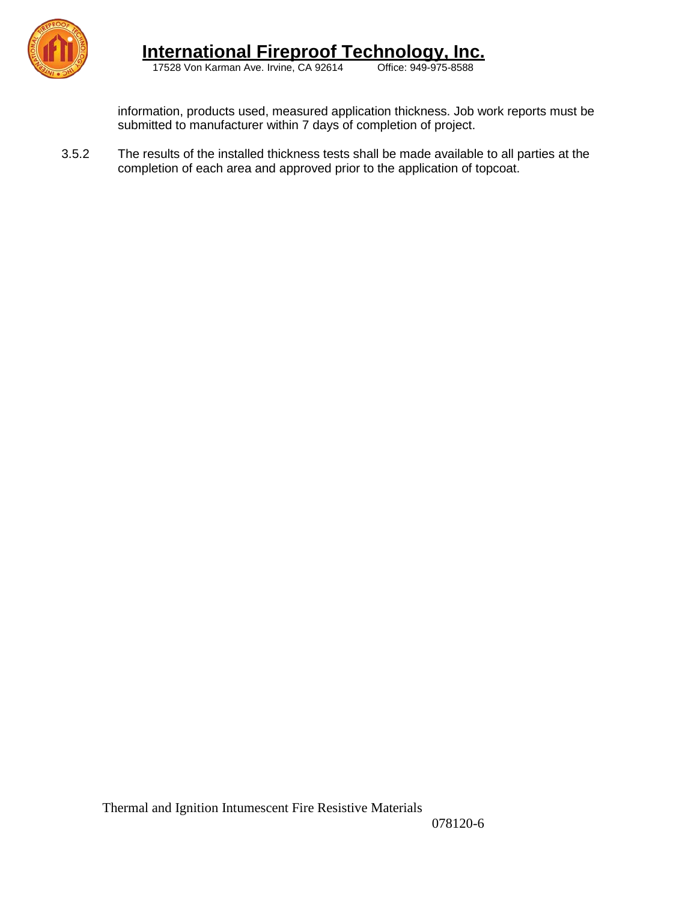information, products used, measured application thickness. Job work reports must be submitted to manufacturer within 7 days of completion of project.

3.5.2 The results of the installed thickness tests shall be made available to all parties at the completion of each area and approved prior to the application of topcoat.